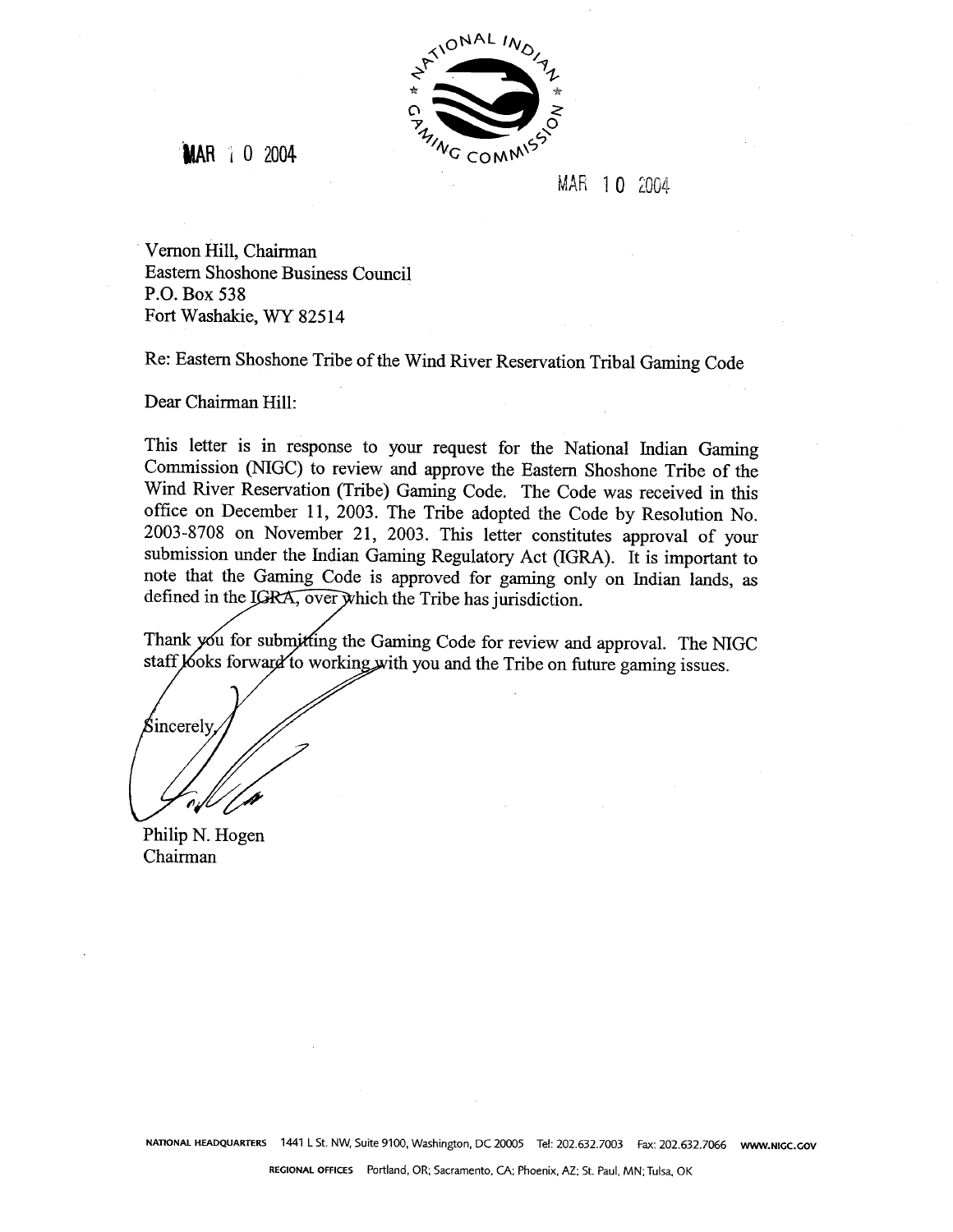NATIONAL INDIAN GAMING COMMISSION

MAR 10 2004

MAR 10 2004

Vernon Hill, Chairman
Eastern Shoshone Business Council
P.O. Box 538
Fort Washakie, WY 82514

Re: Eastern Shoshone Tribe of the Wind River Reservation Tribal Gaming Code

Dear Chairman Hill:

This letter is in response to your request for the National Indian Gaming Commission (NIGC) to review and approve the Eastern Shoshone Tribe of the Wind River Reservation (Tribe) Gaming Code. The Code was received in this office on December 11, 2003. The Tribe adopted the Code by Resolution No. 2003-8708 on November 21, 2003. This letter constitutes approval of your submission under the Indian Gaming Regulatory Act (IGRA). It is important to note that the Gaming Code is approved for gaming only on Indian lands, as defined in the IGRA, over which the Tribe has jurisdiction.

Thank you for submitting the Gaming Code for review and approval. The NIGC staff looks forward to working with you and the Tribe on future gaming issues.

Sincerely,

Philip N. Hogen
Chairman

NATIONAL HEADQUARTERS 1441 L St. NW, Suite 9100, Washington, DC 20005 Tel: 202.632.7003 Fax: 202.632.7066 www.NIGC.GOV

REGIONAL OFFICES Portland, OR; Sacramento, CA; Phoenix, AZ; St. Paul, MN; Tulsa, OK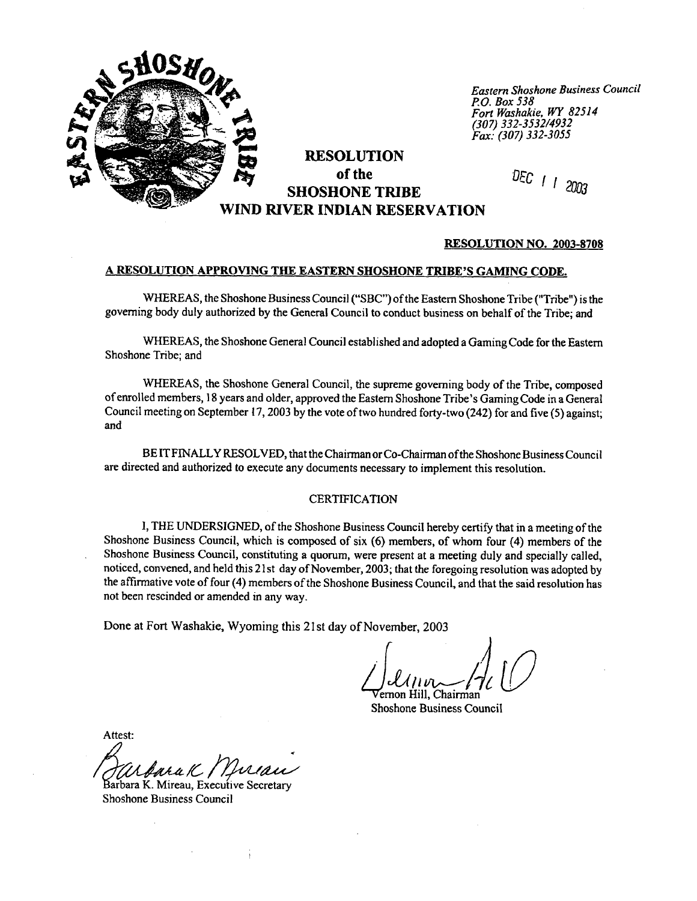Eastern Shoshone Business Council
P.O. Box 538
Fort Washakie, WY 82514
(307) 332-3532/4932
Fax: (307) 332-3055

# RESOLUTION of the SHOSHONE TRIBE WIND RIVER INDIAN RESERVATION

DEC 11 2003

**RESOLUTION NO. 2003-8708**

**A RESOLUTION APPROVING THE EASTERN SHOSHONE TRIBE'S GAMING CODE.**

WHEREAS, the Shoshone Business Council ("SBC") of the Eastern Shoshone Tribe ("Tribe") is the governing body duly authorized by the General Council to conduct business on behalf of the Tribe; and

WHEREAS, the Shoshone General Council established and adopted a Gaming Code for the Eastern Shoshone Tribe; and

WHEREAS, the Shoshone General Council, the supreme governing body of the Tribe, composed of enrolled members, 18 years and older, approved the Eastern Shoshone Tribe's Gaming Code in a General Council meeting on September 17, 2003 by the vote of two hundred forty-two (242) for and five (5) against; and

BE IT FINALLY RESOLVED, that the Chairman or Co-Chairman of the Shoshone Business Council are directed and authorized to execute any documents necessary to implement this resolution.

CERTIFICATION

I, THE UNDERSIGNED, of the Shoshone Business Council hereby certify that in a meeting of the Shoshone Business Council, which is composed of six (6) members, of whom four (4) members of the Shoshone Business Council, constituting a quorum, were present at a meeting duly and specially called, noticed, convened, and held this 21st day of November, 2003; that the foregoing resolution was adopted by the affirmative vote of four (4) members of the Shoshone Business Council, and that the said resolution has not been rescinded or amended in any way.

Done at Fort Washakie, Wyoming this 21st day of November, 2003

Vernon Hill, Chairman
Shoshone Business Council

Attest:

Barbara K. Mireau, Executive Secretary
Shoshone Business Council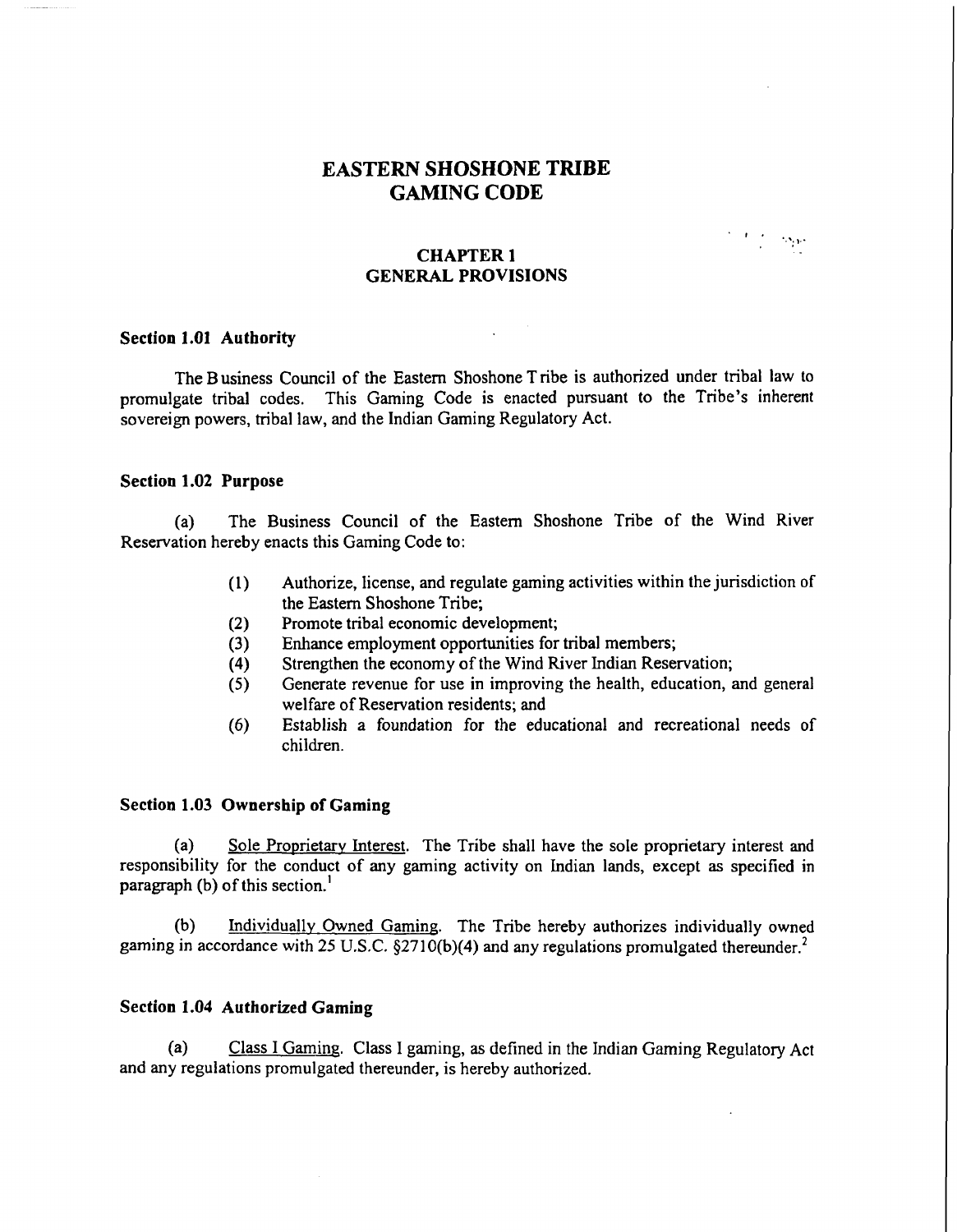# EASTERN SHOSHONE TRIBE GAMING CODE

## CHAPTER 1 GENERAL PROVISIONS

### Section 1.01 Authority

The Business Council of the Eastern Shoshone Tribe is authorized under tribal law to promulgate tribal codes. This Gaming Code is enacted pursuant to the Tribe's inherent sovereign powers, tribal law, and the Indian Gaming Regulatory Act.

### Section 1.02 Purpose

(a) The Business Council of the Eastern Shoshone Tribe of the Wind River Reservation hereby enacts this Gaming Code to:

(1) Authorize, license, and regulate gaming activities within the jurisdiction of the Eastern Shoshone Tribe;
(2) Promote tribal economic development;
(3) Enhance employment opportunities for tribal members;
(4) Strengthen the economy of the Wind River Indian Reservation;
(5) Generate revenue for use in improving the health, education, and general welfare of Reservation residents; and
(6) Establish a foundation for the educational and recreational needs of children.

### Section 1.03 Ownership of Gaming

(a) Sole Proprietary Interest. The Tribe shall have the sole proprietary interest and responsibility for the conduct of any gaming activity on Indian lands, except as specified in paragraph (b) of this section.[1]

(b) Individually Owned Gaming. The Tribe hereby authorizes individually owned gaming in accordance with 25 U.S.C. §2710(b)(4) and any regulations promulgated thereunder.[2]

### Section 1.04 Authorized Gaming

(a) Class I Gaming. Class I gaming, as defined in the Indian Gaming Regulatory Act and any regulations promulgated thereunder, is hereby authorized.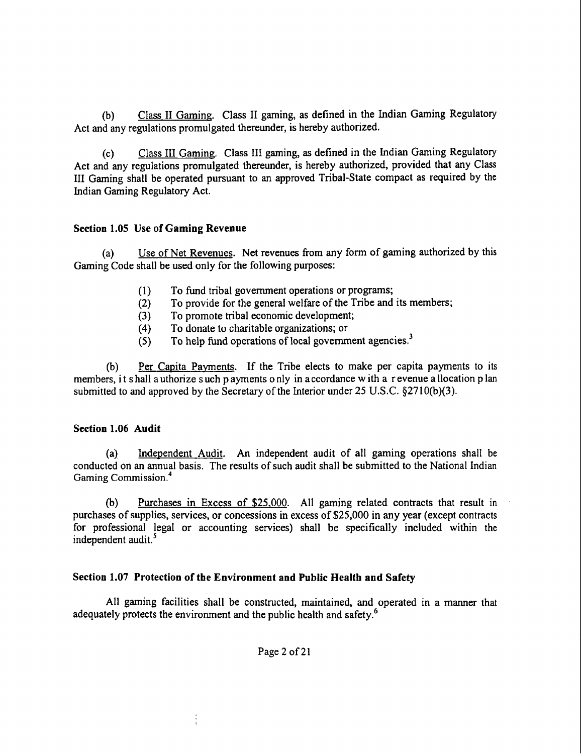(b) Class II Gaming. Class II gaming, as defined in the Indian Gaming Regulatory Act and any regulations promulgated thereunder, is hereby authorized.

(c) Class III Gaming. Class III gaming, as defined in the Indian Gaming Regulatory Act and any regulations promulgated thereunder, is hereby authorized, provided that any Class III Gaming shall be operated pursuant to an approved Tribal-State compact as required by the Indian Gaming Regulatory Act.

**Section 1.05 Use of Gaming Revenue**

(a) Use of Net Revenues. Net revenues from any form of gaming authorized by this Gaming Code shall be used only for the following purposes:

(1) To fund tribal government operations or programs;
(2) To provide for the general welfare of the Tribe and its members;
(3) To promote tribal economic development;
(4) To donate to charitable organizations; or
(5) To help fund operations of local government agencies.[3]

(b) Per Capita Payments. If the Tribe elects to make per capita payments to its members, it shall authorize such payments only in accordance with a revenue allocation plan submitted to and approved by the Secretary of the Interior under 25 U.S.C. §2710(b)(3).

**Section 1.06 Audit**

(a) Independent Audit. An independent audit of all gaming operations shall be conducted on an annual basis. The results of such audit shall be submitted to the National Indian Gaming Commission.[4]

(b) Purchases in Excess of $25,000. All gaming related contracts that result in purchases of supplies, services, or concessions in excess of $25,000 in any year (except contracts for professional legal or accounting services) shall be specifically included within the independent audit.[5]

**Section 1.07 Protection of the Environment and Public Health and Safety**

All gaming facilities shall be constructed, maintained, and operated in a manner that adequately protects the environment and the public health and safety.[6]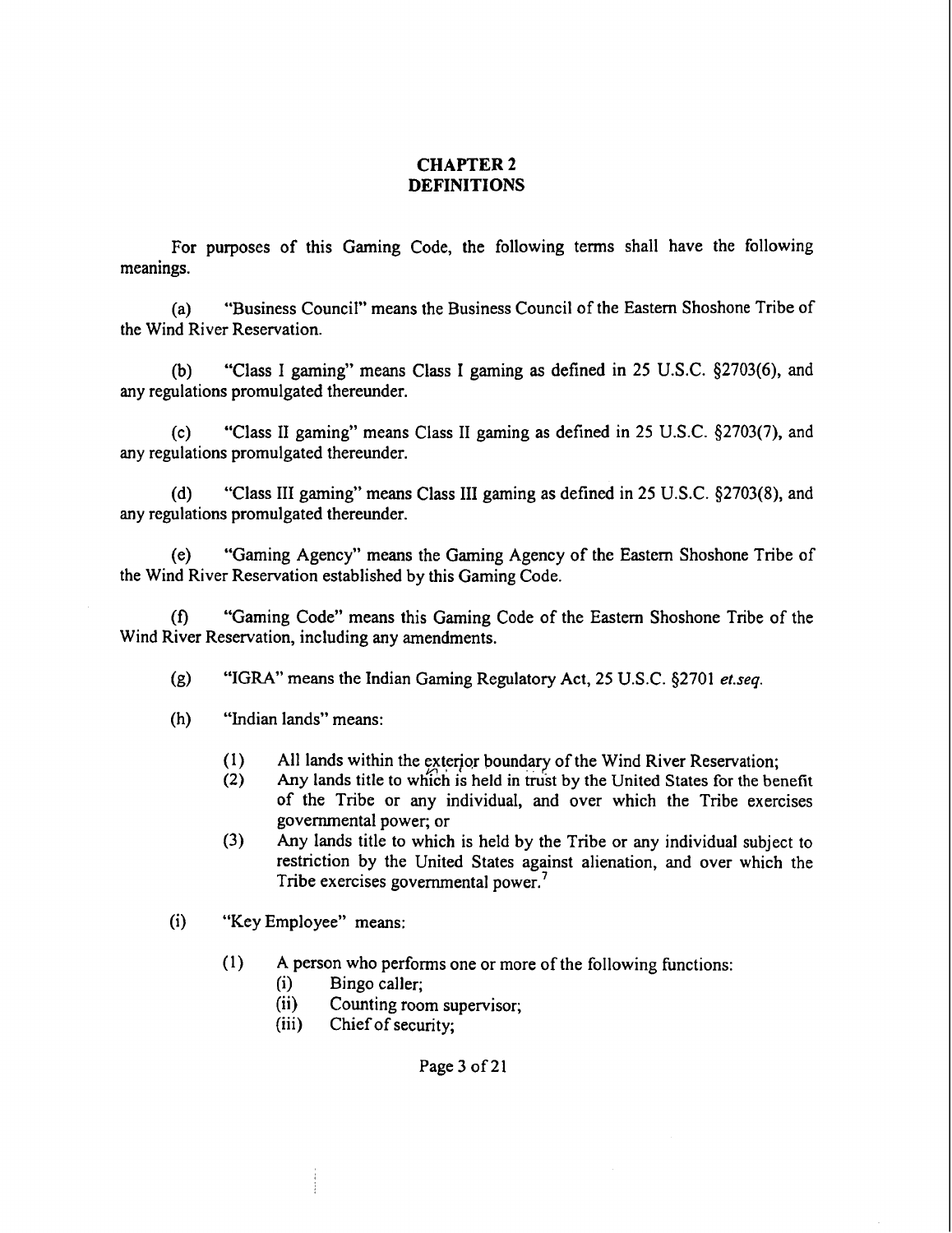# CHAPTER 2
# DEFINITIONS

For purposes of this Gaming Code, the following terms shall have the following meanings.

(a) "Business Council" means the Business Council of the Eastern Shoshone Tribe of the Wind River Reservation.

(b) "Class I gaming" means Class I gaming as defined in 25 U.S.C. §2703(6), and any regulations promulgated thereunder.

(c) "Class II gaming" means Class II gaming as defined in 25 U.S.C. §2703(7), and any regulations promulgated thereunder.

(d) "Class III gaming" means Class III gaming as defined in 25 U.S.C. §2703(8), and any regulations promulgated thereunder.

(e) "Gaming Agency" means the Gaming Agency of the Eastern Shoshone Tribe of the Wind River Reservation established by this Gaming Code.

(f) "Gaming Code" means this Gaming Code of the Eastern Shoshone Tribe of the Wind River Reservation, including any amendments.

(g) "IGRA" means the Indian Gaming Regulatory Act, 25 U.S.C. §2701 *et.seq.*

(h) "Indian lands" means:

- (1) All lands within the exterior boundary of the Wind River Reservation;
- (2) Any lands title to which is held in trust by the United States for the benefit of the Tribe or any individual, and over which the Tribe exercises governmental power; or
- (3) Any lands title to which is held by the Tribe or any individual subject to restriction by the United States against alienation, and over which the Tribe exercises governmental power.[7]

(i) "Key Employee" means:

- (1) A person who performs one or more of the following functions:
  - (i) Bingo caller;
  - (ii) Counting room supervisor;
  - (iii) Chief of security;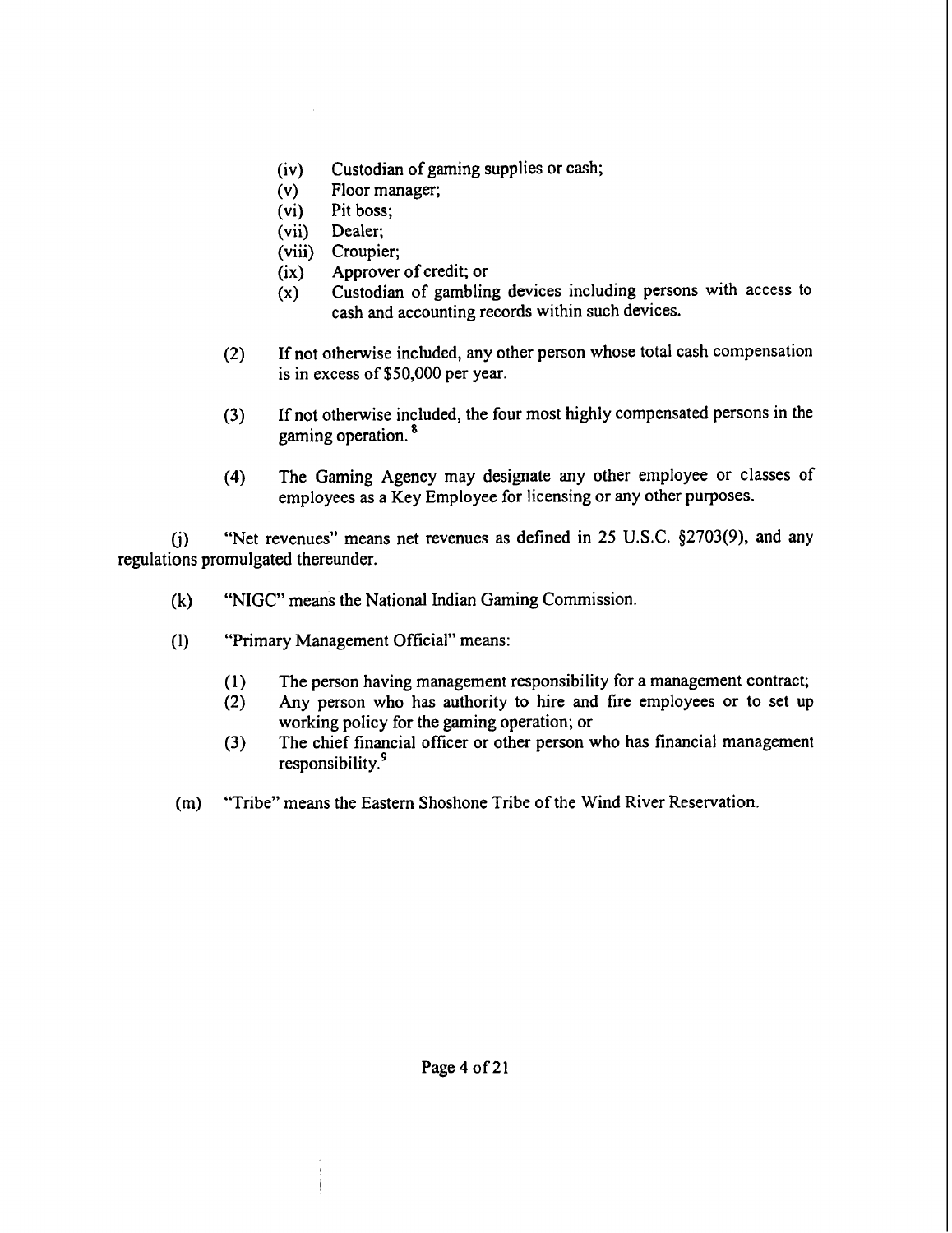(iv) Custodian of gaming supplies or cash;
(v) Floor manager;
(vi) Pit boss;
(vii) Dealer;
(viii) Croupier;
(ix) Approver of credit; or
(x) Custodian of gambling devices including persons with access to cash and accounting records within such devices.

(2) If not otherwise included, any other person whose total cash compensation is in excess of $50,000 per year.

(3) If not otherwise included, the four most highly compensated persons in the gaming operation.[8]

(4) The Gaming Agency may designate any other employee or classes of employees as a Key Employee for licensing or any other purposes.

(j) "Net revenues" means net revenues as defined in 25 U.S.C. §2703(9), and any regulations promulgated thereunder.

(k) "NIGC" means the National Indian Gaming Commission.

(l) "Primary Management Official" means:

(1) The person having management responsibility for a management contract;
(2) Any person who has authority to hire and fire employees or to set up working policy for the gaming operation; or
(3) The chief financial officer or other person who has financial management responsibility.[9]

(m) "Tribe" means the Eastern Shoshone Tribe of the Wind River Reservation.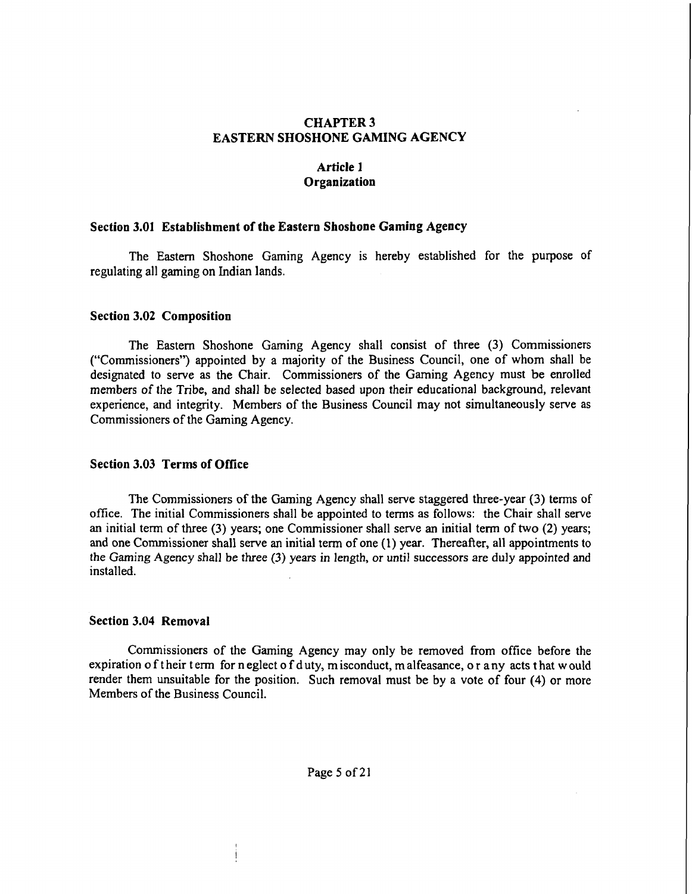# CHAPTER 3
# EASTERN SHOSHONE GAMING AGENCY

## Article 1
## Organization

### Section 3.01 Establishment of the Eastern Shoshone Gaming Agency

The Eastern Shoshone Gaming Agency is hereby established for the purpose of regulating all gaming on Indian lands.

### Section 3.02 Composition

The Eastern Shoshone Gaming Agency shall consist of three (3) Commissioners ("Commissioners") appointed by a majority of the Business Council, one of whom shall be designated to serve as the Chair. Commissioners of the Gaming Agency must be enrolled members of the Tribe, and shall be selected based upon their educational background, relevant experience, and integrity. Members of the Business Council may not simultaneously serve as Commissioners of the Gaming Agency.

### Section 3.03 Terms of Office

The Commissioners of the Gaming Agency shall serve staggered three-year (3) terms of office. The initial Commissioners shall be appointed to terms as follows: the Chair shall serve an initial term of three (3) years; one Commissioner shall serve an initial term of two (2) years; and one Commissioner shall serve an initial term of one (1) year. Thereafter, all appointments to the Gaming Agency shall be three (3) years in length, or until successors are duly appointed and installed.

### Section 3.04 Removal

Commissioners of the Gaming Agency may only be removed from office before the expiration of their term for neglect of duty, misconduct, malfeasance, or any acts that would render them unsuitable for the position. Such removal must be by a vote of four (4) or more Members of the Business Council.